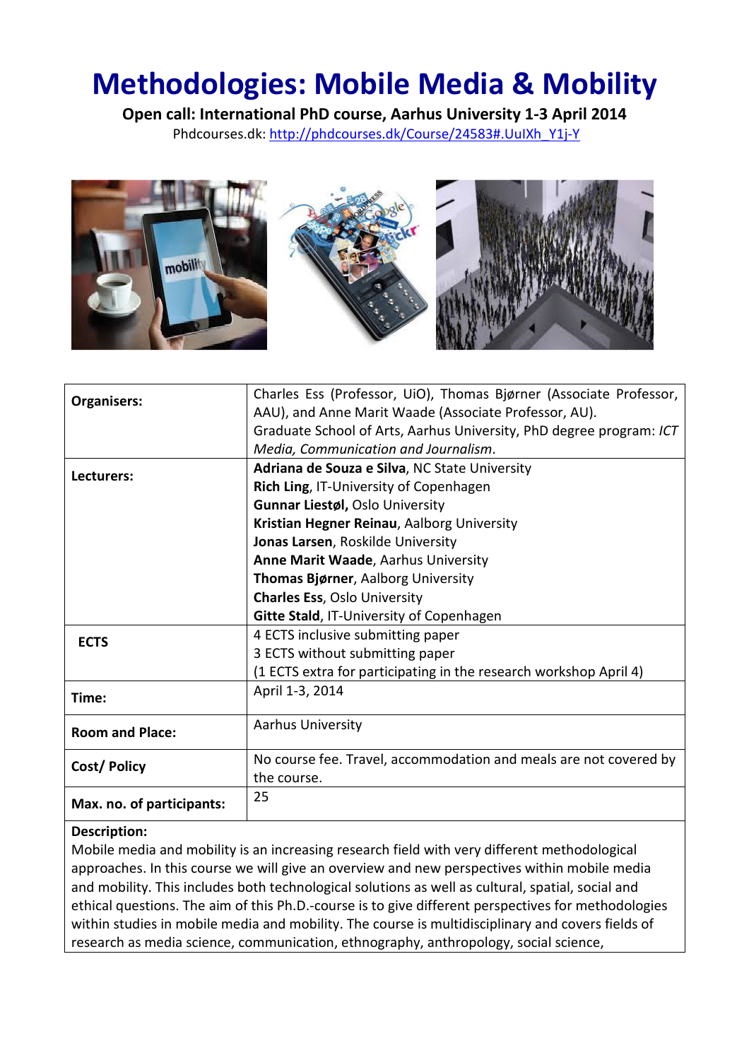# Methodologies: Mobile Media & Mobility

**Open call: International PhD course, Aarhus University 1-3 April 2014**

Phdcourses.dk: http://phdcourses.dk/Course/24583#.UuIXh_Y1j-Y

| | |
|---|---|
| **Organisers:** | Charles Ess (Professor, UiO), Thomas Bjørner (Associate Professor, AAU), and Anne Marit Waade (Associate Professor, AU). Graduate School of Arts, Aarhus University, PhD degree program: *ICT Media, Communication and Journalism*. |
| **Lecturers:** | **Adriana de Souza e Silva**, NC State University<br>**Rich Ling**, IT-University of Copenhagen<br>**Gunnar Liestøl,** Oslo University<br>**Kristian Hegner Reinau**, Aalborg University<br>**Jonas Larsen**, Roskilde University<br>**Anne Marit Waade**, Aarhus University<br>**Thomas Bjørner**, Aalborg University<br>**Charles Ess**, Oslo University<br>**Gitte Stald**, IT-University of Copenhagen |
| **ECTS** | 4 ECTS inclusive submitting paper<br>3 ECTS without submitting paper<br>(1 ECTS extra for participating in the research workshop April 4) |
| **Time:** | April 1-3, 2014 |
| **Room and Place:** | Aarhus University |
| **Cost/ Policy** | No course fee. Travel, accommodation and meals are not covered by the course. |
| **Max. no. of participants:** | 25 |

**Description:**

Mobile media and mobility is an increasing research field with very different methodological approaches. In this course we will give an overview and new perspectives within mobile media and mobility. This includes both technological solutions as well as cultural, spatial, social and ethical questions. The aim of this Ph.D.-course is to give different perspectives for methodologies within studies in mobile media and mobility. The course is multidisciplinary and covers fields of research as media science, communication, ethnography, anthropology, social science,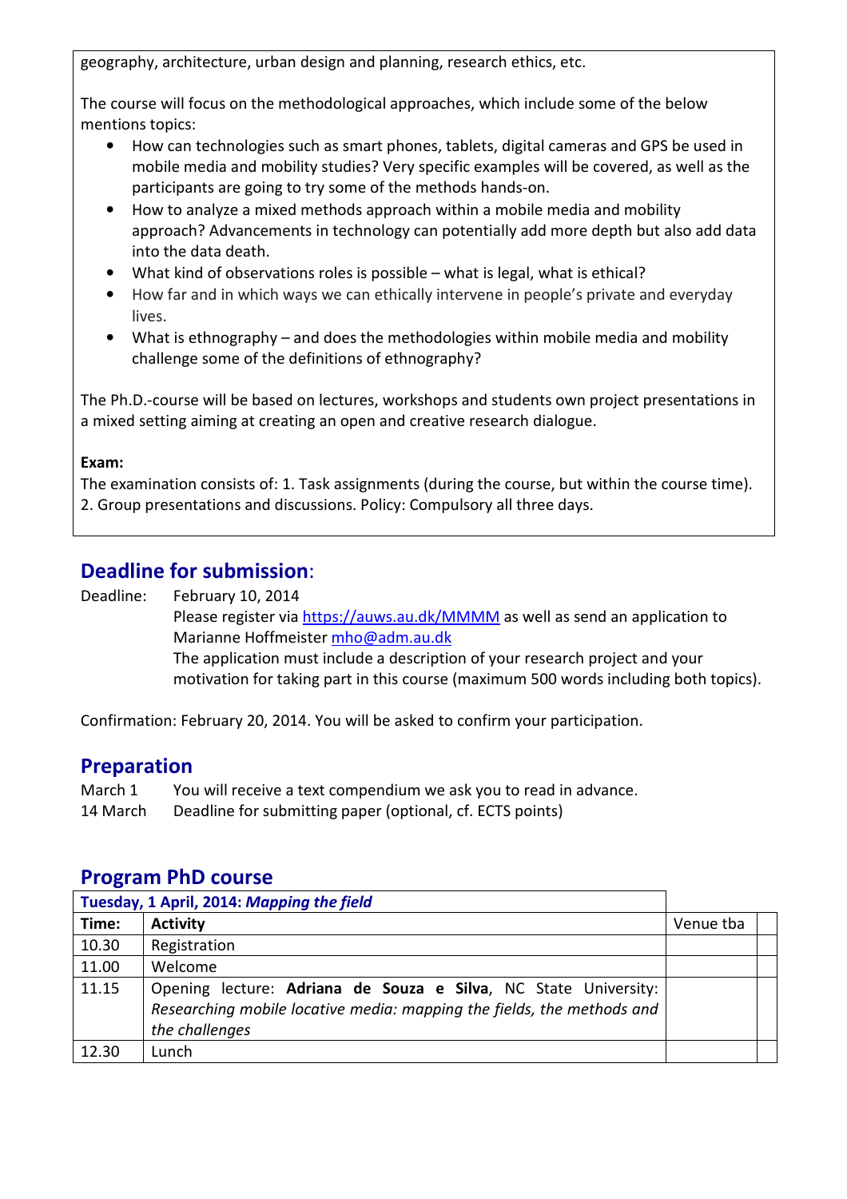geography, architecture, urban design and planning, research ethics, etc.

The course will focus on the methodological approaches, which include some of the below mentions topics:

- How can technologies such as smart phones, tablets, digital cameras and GPS be used in mobile media and mobility studies? Very specific examples will be covered, as well as the participants are going to try some of the methods hands-on.
- How to analyze a mixed methods approach within a mobile media and mobility approach? Advancements in technology can potentially add more depth but also add data into the data death.
- What kind of observations roles is possible – what is legal, what is ethical?
- How far and in which ways we can ethically intervene in people's private and everyday lives.
- What is ethnography – and does the methodologies within mobile media and mobility challenge some of the definitions of ethnography?

The Ph.D.-course will be based on lectures, workshops and students own project presentations in a mixed setting aiming at creating an open and creative research dialogue.

**Exam:**

The examination consists of: 1. Task assignments (during the course, but within the course time). 2. Group presentations and discussions. Policy: Compulsory all three days.

## Deadline for submission:

Deadline: February 10, 2014
Please register via https://auws.au.dk/MMMM as well as send an application to Marianne Hoffmeister mho@adm.au.dk
The application must include a description of your research project and your motivation for taking part in this course (maximum 500 words including both topics).

Confirmation: February 20, 2014. You will be asked to confirm your participation.

## Preparation

March 1 You will receive a text compendium we ask you to read in advance.
14 March Deadline for submitting paper (optional, cf. ECTS points)

## Program PhD course

| **Tuesday, 1 April, 2014: *Mapping the field*** | | | |
|---|---|---|---|
| **Time:** | **Activity** | Venue tba | |
| 10.30 | Registration | | |
| 11.00 | Welcome | | |
| 11.15 | Opening lecture: **Adriana de Souza e Silva**, NC State University: *Researching mobile locative media: mapping the fields, the methods and the challenges* | | |
| 12.30 | Lunch | | |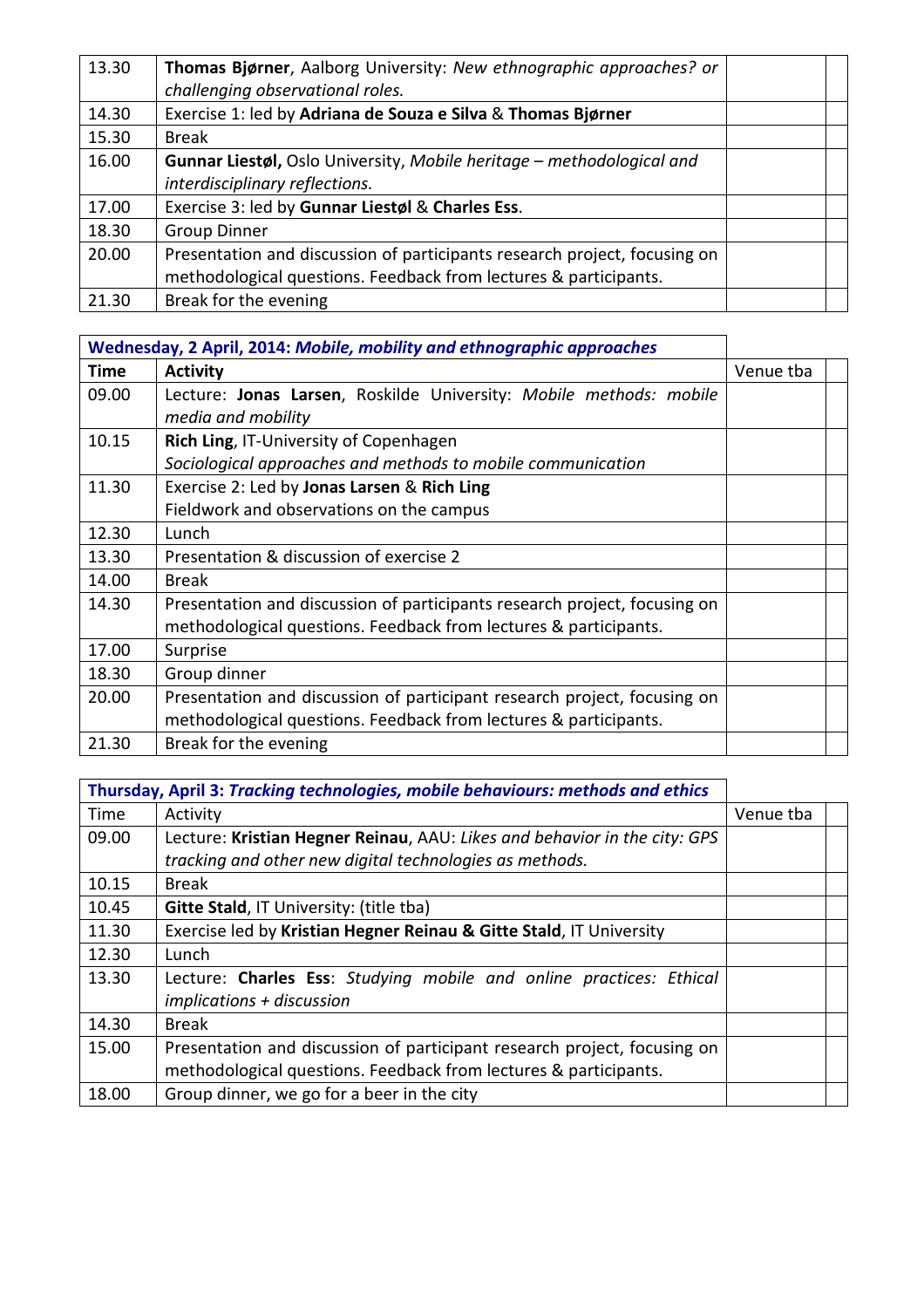| | | | |
|---|---|---|---|
| 13.30 | **Thomas Bjørner**, Aalborg University: *New ethnographic approaches? or challenging observational roles.* | | |
| 14.30 | Exercise 1: led by **Adriana de Souza e Silva** & **Thomas Bjørner** | | |
| 15.30 | Break | | |
| 16.00 | **Gunnar Liestøl,** Oslo University, *Mobile heritage – methodological and interdisciplinary reflections.* | | |
| 17.00 | Exercise 3: led by **Gunnar Liestøl** & **Charles Ess**. | | |
| 18.30 | Group Dinner | | |
| 20.00 | Presentation and discussion of participants research project, focusing on methodological questions. Feedback from lectures & participants. | | |
| 21.30 | Break for the evening | | |

| **Wednesday, 2 April, 2014:** ***Mobile, mobility and ethnographic approaches*** | | | |
|---|---|---|---|
| **Time** | **Activity** | Venue tba | |
| 09.00 | Lecture: **Jonas Larsen**, Roskilde University: *Mobile methods: mobile media and mobility* | | |
| 10.15 | **Rich Ling**, IT-University of Copenhagen *Sociological approaches and methods to mobile communication* | | |
| 11.30 | Exercise 2: Led by **Jonas Larsen** & **Rich Ling** Fieldwork and observations on the campus | | |
| 12.30 | Lunch | | |
| 13.30 | Presentation & discussion of exercise 2 | | |
| 14.00 | Break | | |
| 14.30 | Presentation and discussion of participants research project, focusing on methodological questions. Feedback from lectures & participants. | | |
| 17.00 | Surprise | | |
| 18.30 | Group dinner | | |
| 20.00 | Presentation and discussion of participant research project, focusing on methodological questions. Feedback from lectures & participants. | | |
| 21.30 | Break for the evening | | |

| **Thursday, April 3:** ***Tracking technologies, mobile behaviours: methods and ethics*** | | | |
|---|---|---|---|
| Time | Activity | Venue tba | |
| 09.00 | Lecture: **Kristian Hegner Reinau**, AAU: *Likes and behavior in the city: GPS tracking and other new digital technologies as methods.* | | |
| 10.15 | Break | | |
| 10.45 | **Gitte Stald**, IT University: (title tba) | | |
| 11.30 | Exercise led by **Kristian Hegner Reinau & Gitte Stald**, IT University | | |
| 12.30 | Lunch | | |
| 13.30 | Lecture: **Charles Ess**: *Studying mobile and online practices: Ethical implications + discussion* | | |
| 14.30 | Break | | |
| 15.00 | Presentation and discussion of participant research project, focusing on methodological questions. Feedback from lectures & participants. | | |
| 18.00 | Group dinner, we go for a beer in the city | | |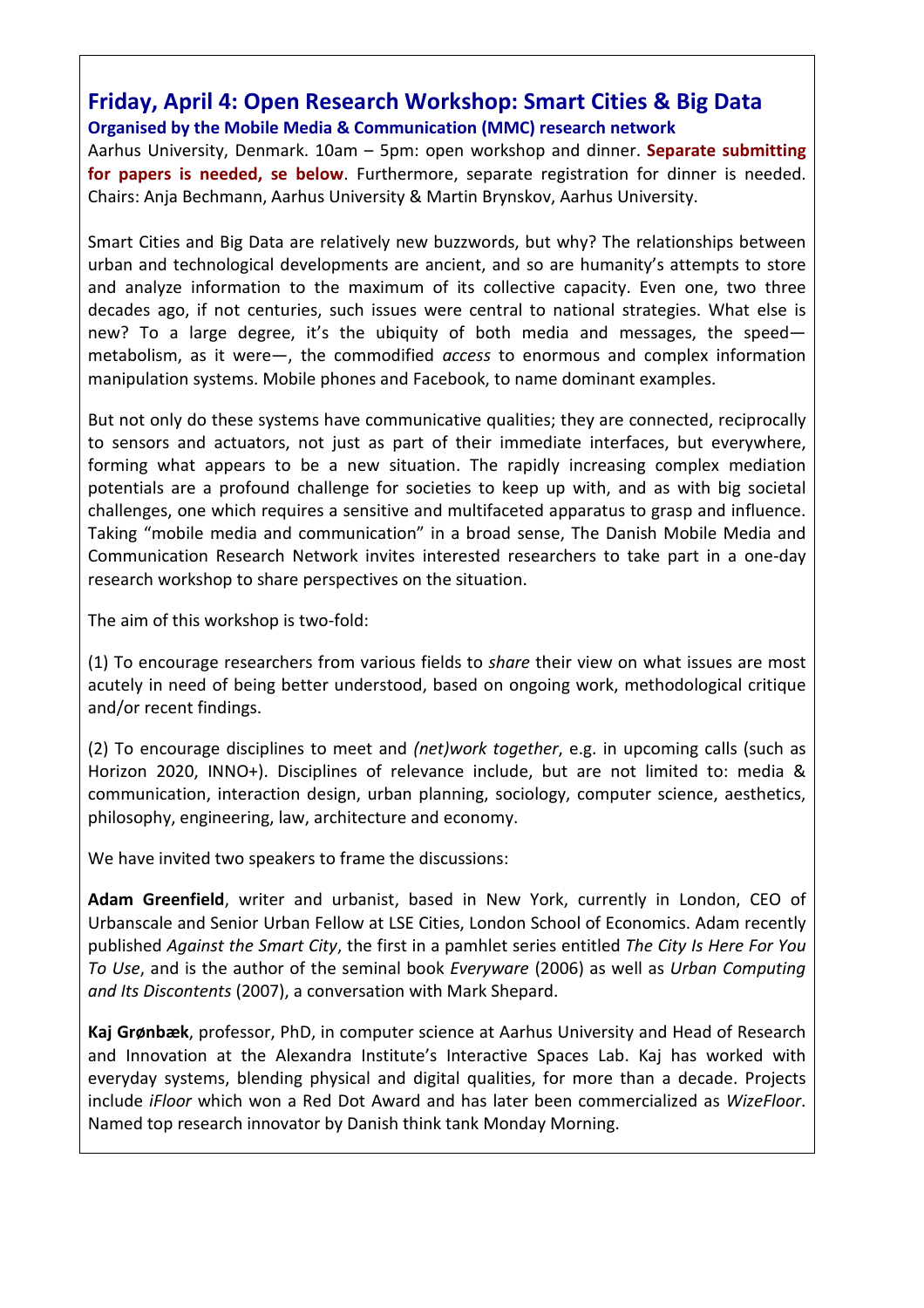## Friday, April 4: Open Research Workshop: Smart Cities & Big Data

**Organised by the Mobile Media & Communication (MMC) research network**

Aarhus University, Denmark. 10am – 5pm: open workshop and dinner. **Separate submitting for papers is needed, se below**. Furthermore, separate registration for dinner is needed. Chairs: Anja Bechmann, Aarhus University & Martin Brynskov, Aarhus University.

Smart Cities and Big Data are relatively new buzzwords, but why? The relationships between urban and technological developments are ancient, and so are humanity's attempts to store and analyze information to the maximum of its collective capacity. Even one, two three decades ago, if not centuries, such issues were central to national strategies. What else is new? To a large degree, it's the ubiquity of both media and messages, the speed—metabolism, as it were—, the commodified *access* to enormous and complex information manipulation systems. Mobile phones and Facebook, to name dominant examples.

But not only do these systems have communicative qualities; they are connected, reciprocally to sensors and actuators, not just as part of their immediate interfaces, but everywhere, forming what appears to be a new situation. The rapidly increasing complex mediation potentials are a profound challenge for societies to keep up with, and as with big societal challenges, one which requires a sensitive and multifaceted apparatus to grasp and influence. Taking "mobile media and communication" in a broad sense, The Danish Mobile Media and Communication Research Network invites interested researchers to take part in a one-day research workshop to share perspectives on the situation.

The aim of this workshop is two-fold:

(1) To encourage researchers from various fields to *share* their view on what issues are most acutely in need of being better understood, based on ongoing work, methodological critique and/or recent findings.

(2) To encourage disciplines to meet and *(net)work together*, e.g. in upcoming calls (such as Horizon 2020, INNO+). Disciplines of relevance include, but are not limited to: media & communication, interaction design, urban planning, sociology, computer science, aesthetics, philosophy, engineering, law, architecture and economy.

We have invited two speakers to frame the discussions:

**Adam Greenfield**, writer and urbanist, based in New York, currently in London, CEO of Urbanscale and Senior Urban Fellow at LSE Cities, London School of Economics. Adam recently published *Against the Smart City*, the first in a pamhlet series entitled *The City Is Here For You To Use*, and is the author of the seminal book *Everyware* (2006) as well as *Urban Computing and Its Discontents* (2007), a conversation with Mark Shepard.

**Kaj Grønbæk**, professor, PhD, in computer science at Aarhus University and Head of Research and Innovation at the Alexandra Institute's Interactive Spaces Lab. Kaj has worked with everyday systems, blending physical and digital qualities, for more than a decade. Projects include *iFloor* which won a Red Dot Award and has later been commercialized as *WizeFloor*. Named top research innovator by Danish think tank Monday Morning.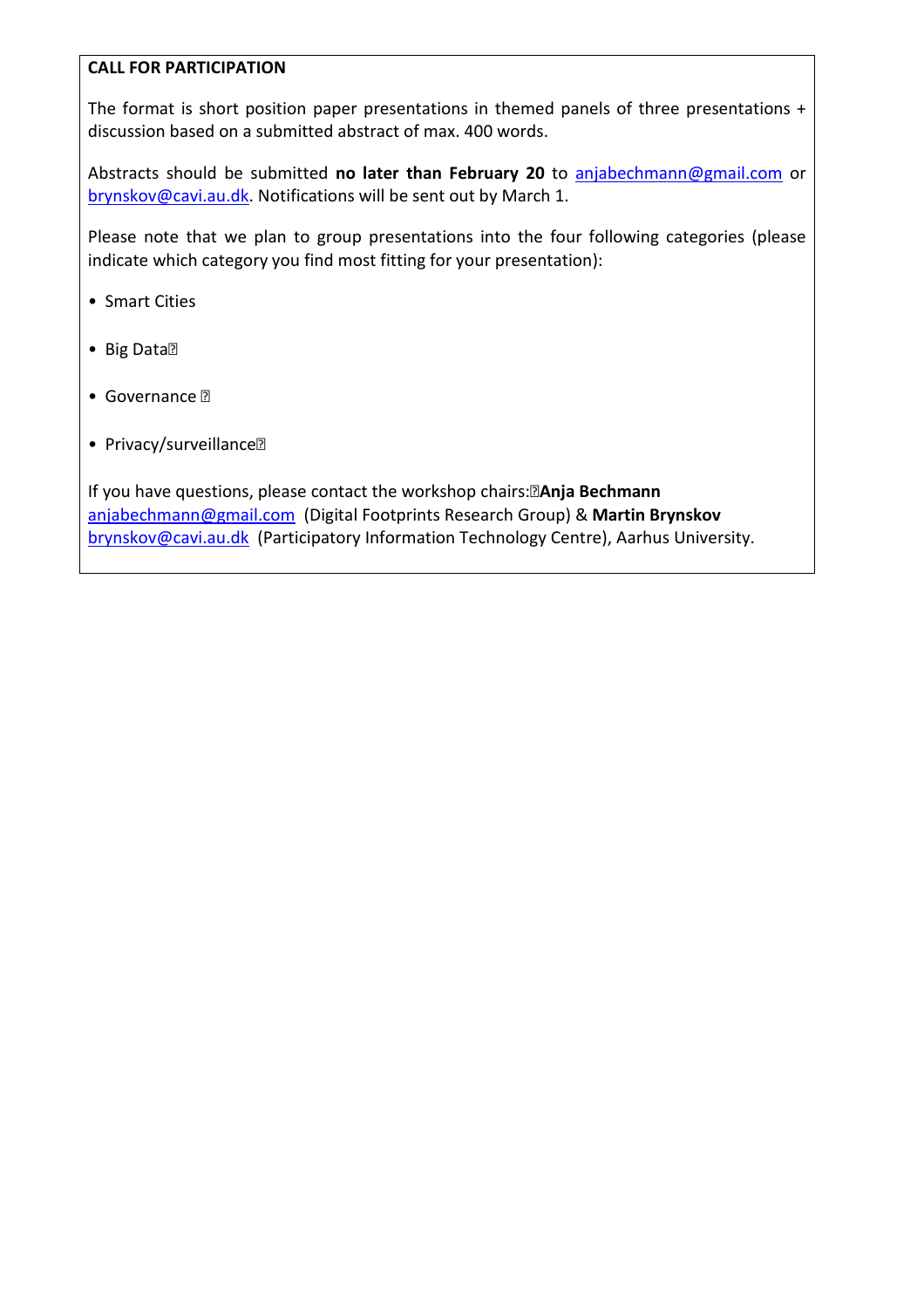**CALL FOR PARTICIPATION**

The format is short position paper presentations in themed panels of three presentations + discussion based on a submitted abstract of max. 400 words.

Abstracts should be submitted **no later than February 20** to anjabechmann@gmail.com or brynskov@cavi.au.dk. Notifications will be sent out by March 1.

Please note that we plan to group presentations into the four following categories (please indicate which category you find most fitting for your presentation):

- Smart Cities
- Big Data
- Governance
- Privacy/surveillance

If you have questions, please contact the workshop chairs: **Anja Bechmann** anjabechmann@gmail.com (Digital Footprints Research Group) & **Martin Brynskov** brynskov@cavi.au.dk (Participatory Information Technology Centre), Aarhus University.